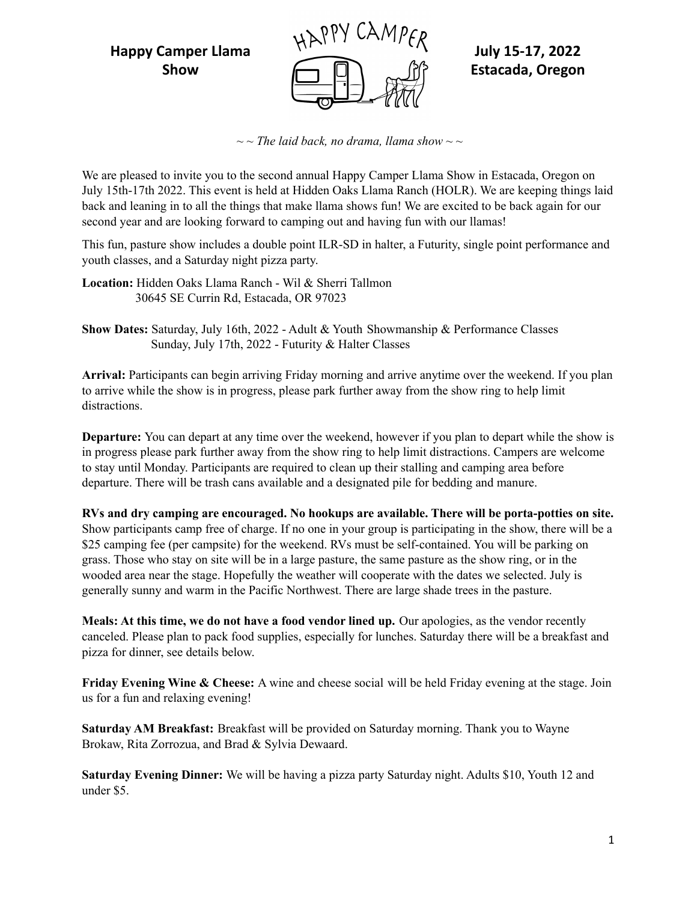# Happy Camper Llama Show

**July 15-17, 2022**
**Estacada, Oregon**

*~ ~ The laid back, no drama, llama show ~ ~*

We are pleased to invite you to the second annual Happy Camper Llama Show in Estacada, Oregon on July 15th-17th 2022. This event is held at Hidden Oaks Llama Ranch (HOLR). We are keeping things laid back and leaning in to all the things that make llama shows fun! We are excited to be back again for our second year and are looking forward to camping out and having fun with our llamas!

This fun, pasture show includes a double point ILR-SD in halter, a Futurity, single point performance and youth classes, and a Saturday night pizza party.

**Location:** Hidden Oaks Llama Ranch - Wil & Sherri Tallmon
30645 SE Currin Rd, Estacada, OR 97023

**Show Dates:** Saturday, July 16th, 2022 - Adult & Youth Showmanship & Performance Classes
Sunday, July 17th, 2022 - Futurity & Halter Classes

**Arrival:** Participants can begin arriving Friday morning and arrive anytime over the weekend. If you plan to arrive while the show is in progress, please park further away from the show ring to help limit distractions.

**Departure:** You can depart at any time over the weekend, however if you plan to depart while the show is in progress please park further away from the show ring to help limit distractions. Campers are welcome to stay until Monday. Participants are required to clean up their stalling and camping area before departure. There will be trash cans available and a designated pile for bedding and manure.

**RVs and dry camping are encouraged. No hookups are available. There will be porta-potties on site.** Show participants camp free of charge. If no one in your group is participating in the show, there will be a $25 camping fee (per campsite) for the weekend. RVs must be self-contained. You will be parking on grass. Those who stay on site will be in a large pasture, the same pasture as the show ring, or in the wooded area near the stage. Hopefully the weather will cooperate with the dates we selected. July is generally sunny and warm in the Pacific Northwest. There are large shade trees in the pasture.

**Meals: At this time, we do not have a food vendor lined up.** Our apologies, as the vendor recently canceled. Please plan to pack food supplies, especially for lunches. Saturday there will be a breakfast and pizza for dinner, see details below.

**Friday Evening Wine & Cheese:** A wine and cheese social will be held Friday evening at the stage. Join us for a fun and relaxing evening!

**Saturday AM Breakfast:** Breakfast will be provided on Saturday morning. Thank you to Wayne Brokaw, Rita Zorrozua, and Brad & Sylvia Dewaard.

**Saturday Evening Dinner:** We will be having a pizza party Saturday night. Adults $10, Youth 12 and under $5.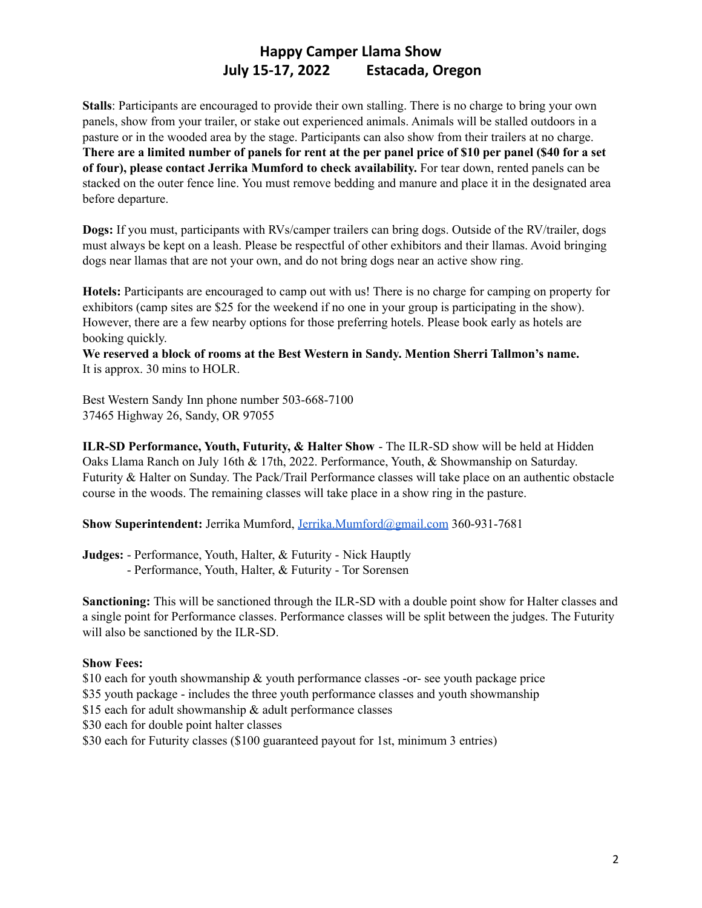# Happy Camper Llama Show
## July 15-17, 2022 Estacada, Oregon

**Stalls**: Participants are encouraged to provide their own stalling. There is no charge to bring your own panels, show from your trailer, or stake out experienced animals. Animals will be stalled outdoors in a pasture or in the wooded area by the stage. Participants can also show from their trailers at no charge. **There are a limited number of panels for rent at the per panel price of $10 per panel ($40 for a set of four), please contact Jerrika Mumford to check availability.** For tear down, rented panels can be stacked on the outer fence line. You must remove bedding and manure and place it in the designated area before departure.

**Dogs:** If you must, participants with RVs/camper trailers can bring dogs. Outside of the RV/trailer, dogs must always be kept on a leash. Please be respectful of other exhibitors and their llamas. Avoid bringing dogs near llamas that are not your own, and do not bring dogs near an active show ring.

**Hotels:** Participants are encouraged to camp out with us! There is no charge for camping on property for exhibitors (camp sites are $25 for the weekend if no one in your group is participating in the show). However, there are a few nearby options for those preferring hotels. Please book early as hotels are booking quickly.
**We reserved a block of rooms at the Best Western in Sandy. Mention Sherri Tallmon's name.** It is approx. 30 mins to HOLR.

Best Western Sandy Inn phone number 503-668-7100
37465 Highway 26, Sandy, OR 97055

**ILR-SD Performance, Youth, Futurity, & Halter Show** - The ILR-SD show will be held at Hidden Oaks Llama Ranch on July 16th & 17th, 2022. Performance, Youth, & Showmanship on Saturday. Futurity & Halter on Sunday. The Pack/Trail Performance classes will take place on an authentic obstacle course in the woods. The remaining classes will take place in a show ring in the pasture.

**Show Superintendent:** Jerrika Mumford, [Jerrika.Mumford@gmail.com](mailto:Jerrika.Mumford@gmail.com) 360-931-7681

**Judges:** - Performance, Youth, Halter, & Futurity - Nick Hauptly
- Performance, Youth, Halter, & Futurity - Tor Sorensen

**Sanctioning:** This will be sanctioned through the ILR-SD with a double point show for Halter classes and a single point for Performance classes. Performance classes will be split between the judges. The Futurity will also be sanctioned by the ILR-SD.

**Show Fees:**
$10 each for youth showmanship & youth performance classes -or- see youth package price
$35 youth package - includes the three youth performance classes and youth showmanship
$15 each for adult showmanship & adult performance classes
$30 each for double point halter classes
$30 each for Futurity classes ($100 guaranteed payout for 1st, minimum 3 entries)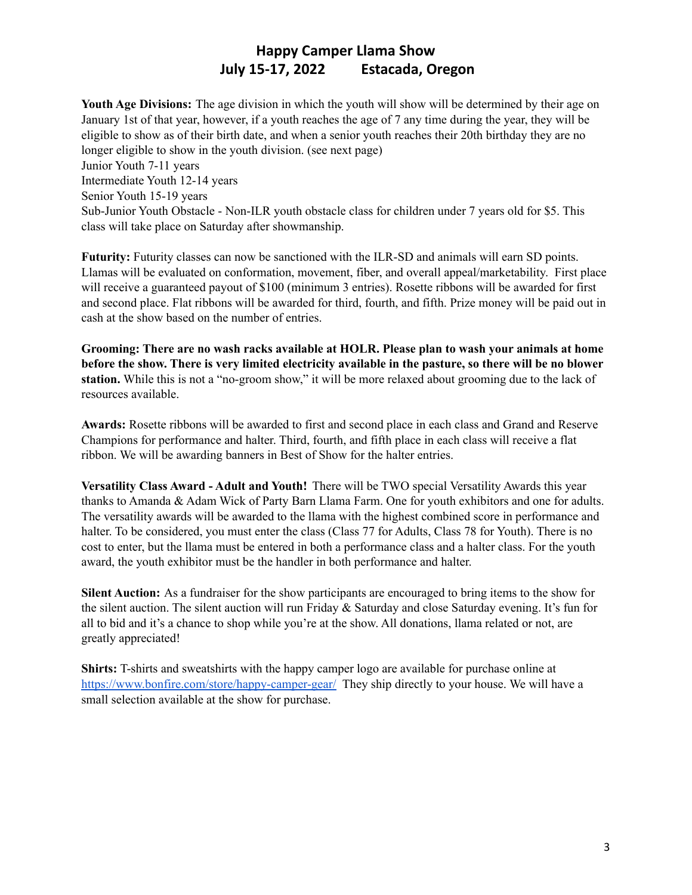# Happy Camper Llama Show

## July 15-17, 2022 Estacada, Oregon

**Youth Age Divisions:** The age division in which the youth will show will be determined by their age on January 1st of that year, however, if a youth reaches the age of 7 any time during the year, they will be eligible to show as of their birth date, and when a senior youth reaches their 20th birthday they are no longer eligible to show in the youth division. (see next page)

Junior Youth 7-11 years
Intermediate Youth 12-14 years
Senior Youth 15-19 years
Sub-Junior Youth Obstacle - Non-ILR youth obstacle class for children under 7 years old for $5. This class will take place on Saturday after showmanship.

**Futurity:** Futurity classes can now be sanctioned with the ILR-SD and animals will earn SD points. Llamas will be evaluated on conformation, movement, fiber, and overall appeal/marketability. First place will receive a guaranteed payout of $100 (minimum 3 entries). Rosette ribbons will be awarded for first and second place. Flat ribbons will be awarded for third, fourth, and fifth. Prize money will be paid out in cash at the show based on the number of entries.

**Grooming: There are no wash racks available at HOLR. Please plan to wash your animals at home before the show. There is very limited electricity available in the pasture, so there will be no blower station.** While this is not a "no-groom show," it will be more relaxed about grooming due to the lack of resources available.

**Awards:** Rosette ribbons will be awarded to first and second place in each class and Grand and Reserve Champions for performance and halter. Third, fourth, and fifth place in each class will receive a flat ribbon. We will be awarding banners in Best of Show for the halter entries.

**Versatility Class Award - Adult and Youth!** There will be TWO special Versatility Awards this year thanks to Amanda & Adam Wick of Party Barn Llama Farm. One for youth exhibitors and one for adults. The versatility awards will be awarded to the llama with the highest combined score in performance and halter. To be considered, you must enter the class (Class 77 for Adults, Class 78 for Youth). There is no cost to enter, but the llama must be entered in both a performance class and a halter class. For the youth award, the youth exhibitor must be the handler in both performance and halter.

**Silent Auction:** As a fundraiser for the show participants are encouraged to bring items to the show for the silent auction. The silent auction will run Friday & Saturday and close Saturday evening. It's fun for all to bid and it's a chance to shop while you're at the show. All donations, llama related or not, are greatly appreciated!

**Shirts:** T-shirts and sweatshirts with the happy camper logo are available for purchase online at [https://www.bonfire.com/store/happy-camper-gear/](https://www.bonfire.com/store/happy-camper-gear/) They ship directly to your house. We will have a small selection available at the show for purchase.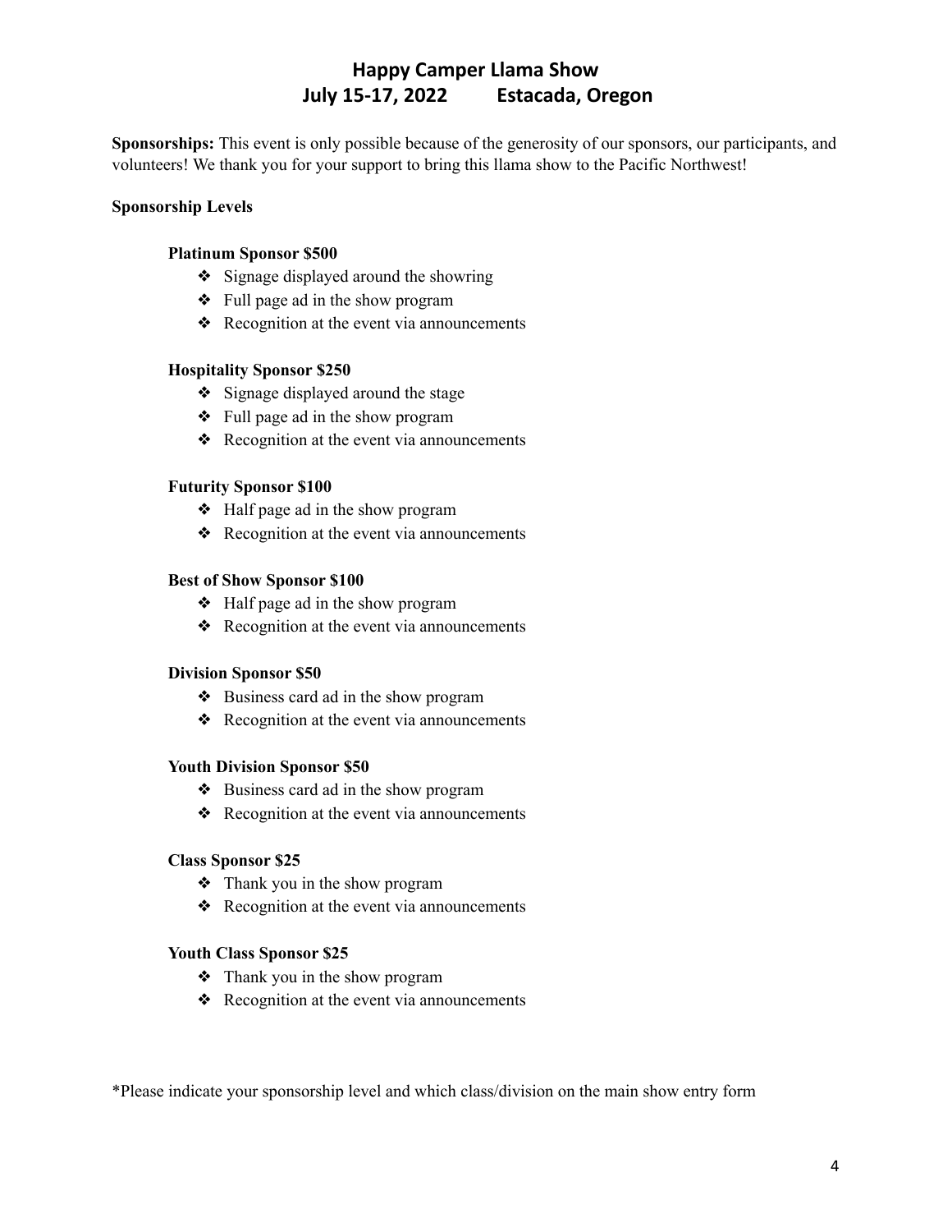# Happy Camper Llama Show
## July 15-17, 2022 Estacada, Oregon

**Sponsorships:** This event is only possible because of the generosity of our sponsors, our participants, and volunteers! We thank you for your support to bring this llama show to the Pacific Northwest!

**Sponsorship Levels**

**Platinum Sponsor $500**

- ❖ Signage displayed around the showring
- ❖ Full page ad in the show program
- ❖ Recognition at the event via announcements

**Hospitality Sponsor $250**

- ❖ Signage displayed around the stage
- ❖ Full page ad in the show program
- ❖ Recognition at the event via announcements

**Futurity Sponsor $100**

- ❖ Half page ad in the show program
- ❖ Recognition at the event via announcements

**Best of Show Sponsor $100**

- ❖ Half page ad in the show program
- ❖ Recognition at the event via announcements

**Division Sponsor $50**

- ❖ Business card ad in the show program
- ❖ Recognition at the event via announcements

**Youth Division Sponsor $50**

- ❖ Business card ad in the show program
- ❖ Recognition at the event via announcements

**Class Sponsor $25**

- ❖ Thank you in the show program
- ❖ Recognition at the event via announcements

**Youth Class Sponsor $25**

- ❖ Thank you in the show program
- ❖ Recognition at the event via announcements

*Please indicate your sponsorship level and which class/division on the main show entry form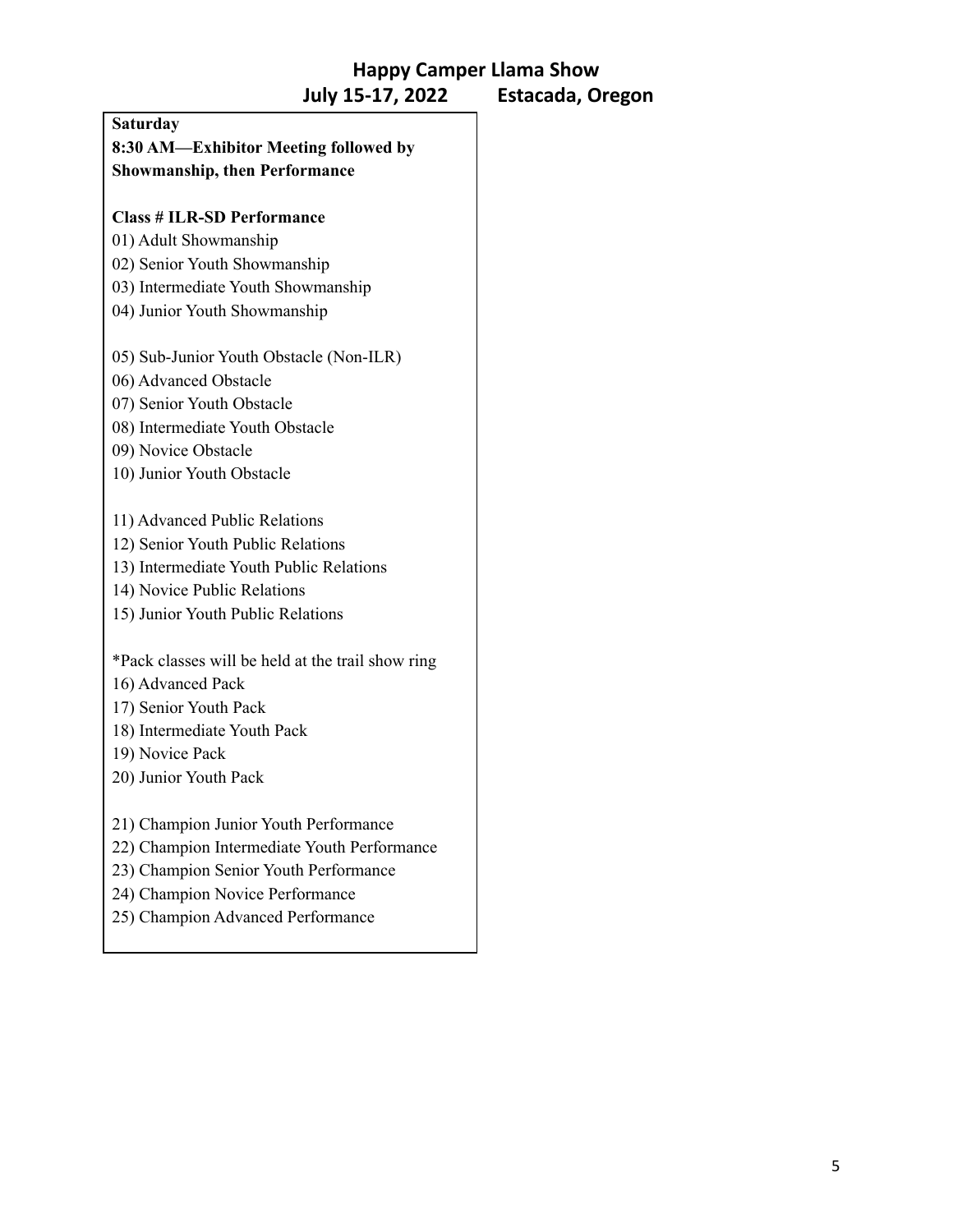# Happy Camper Llama Show

## July 15-17, 2022 Estacada, Oregon

**Saturday**

**8:30 AM—Exhibitor Meeting followed by Showmanship, then Performance**

**Class # ILR-SD Performance**

01) Adult Showmanship
02) Senior Youth Showmanship
03) Intermediate Youth Showmanship
04) Junior Youth Showmanship

05) Sub-Junior Youth Obstacle (Non-ILR)
06) Advanced Obstacle
07) Senior Youth Obstacle
08) Intermediate Youth Obstacle
09) Novice Obstacle
10) Junior Youth Obstacle

11) Advanced Public Relations
12) Senior Youth Public Relations
13) Intermediate Youth Public Relations
14) Novice Public Relations
15) Junior Youth Public Relations

*Pack classes will be held at the trail show ring

16) Advanced Pack
17) Senior Youth Pack
18) Intermediate Youth Pack
19) Novice Pack
20) Junior Youth Pack

21) Champion Junior Youth Performance
22) Champion Intermediate Youth Performance
23) Champion Senior Youth Performance
24) Champion Novice Performance
25) Champion Advanced Performance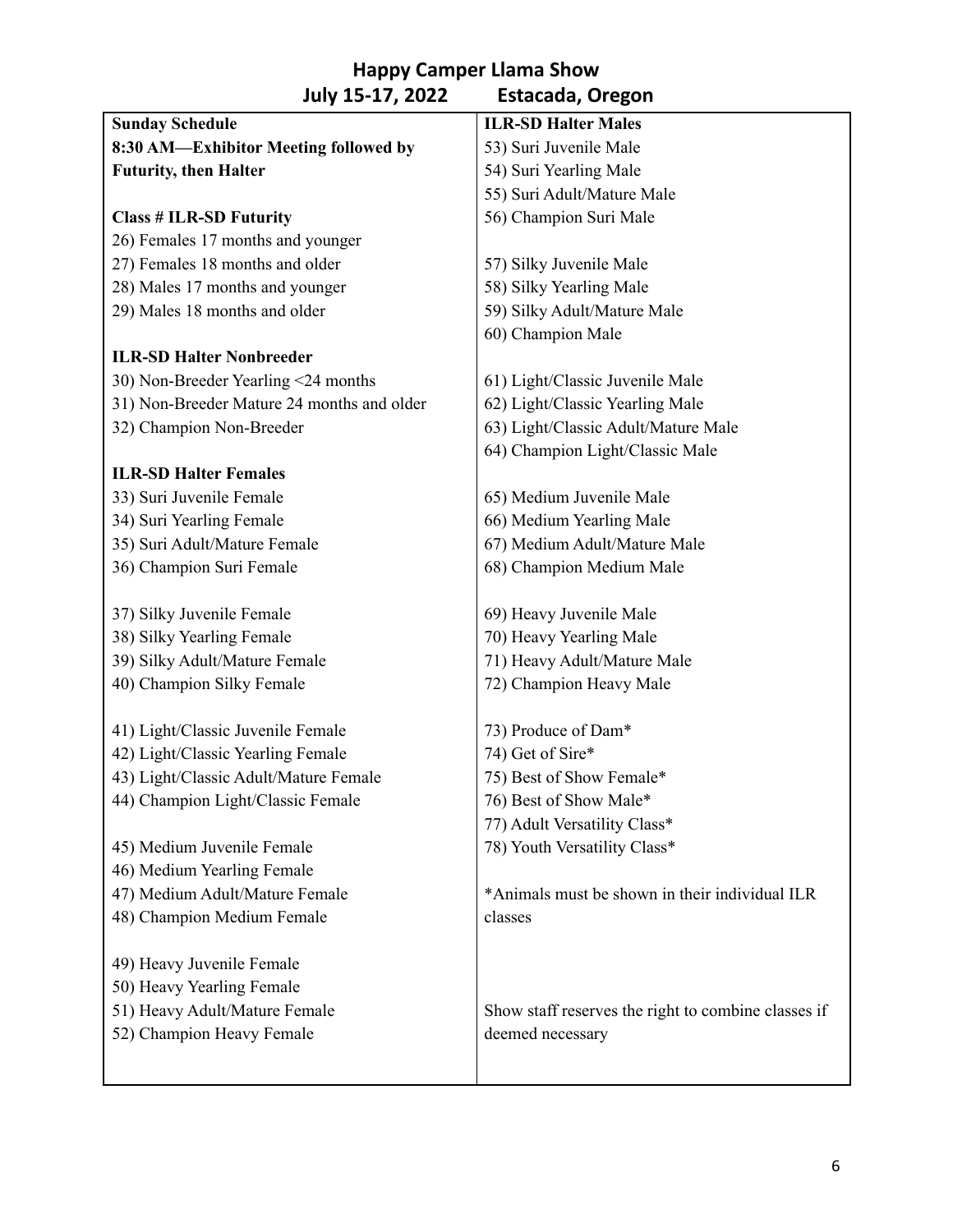# Happy Camper Llama Show

## July 15-17, 2022 Estacada, Oregon

**Sunday Schedule**

**8:30 AM—Exhibitor Meeting followed by Futurity, then Halter**

**Class # ILR-SD Futurity**

26) Females 17 months and younger
27) Females 18 months and older
28) Males 17 months and younger
29) Males 18 months and older

**ILR-SD Halter Nonbreeder**

30) Non-Breeder Yearling <24 months
31) Non-Breeder Mature 24 months and older
32) Champion Non-Breeder

**ILR-SD Halter Females**

33) Suri Juvenile Female
34) Suri Yearling Female
35) Suri Adult/Mature Female
36) Champion Suri Female

37) Silky Juvenile Female
38) Silky Yearling Female
39) Silky Adult/Mature Female
40) Champion Silky Female

41) Light/Classic Juvenile Female
42) Light/Classic Yearling Female
43) Light/Classic Adult/Mature Female
44) Champion Light/Classic Female

45) Medium Juvenile Female
46) Medium Yearling Female
47) Medium Adult/Mature Female
48) Champion Medium Female

49) Heavy Juvenile Female
50) Heavy Yearling Female
51) Heavy Adult/Mature Female
52) Champion Heavy Female

**ILR-SD Halter Males**

53) Suri Juvenile Male
54) Suri Yearling Male
55) Suri Adult/Mature Male
56) Champion Suri Male

57) Silky Juvenile Male
58) Silky Yearling Male
59) Silky Adult/Mature Male
60) Champion Male

61) Light/Classic Juvenile Male
62) Light/Classic Yearling Male
63) Light/Classic Adult/Mature Male
64) Champion Light/Classic Male

65) Medium Juvenile Male
66) Medium Yearling Male
67) Medium Adult/Mature Male
68) Champion Medium Male

69) Heavy Juvenile Male
70) Heavy Yearling Male
71) Heavy Adult/Mature Male
72) Champion Heavy Male

73) Produce of Dam*
74) Get of Sire*
75) Best of Show Female*
76) Best of Show Male*
77) Adult Versatility Class*
78) Youth Versatility Class*

*Animals must be shown in their individual ILR classes

Show staff reserves the right to combine classes if deemed necessary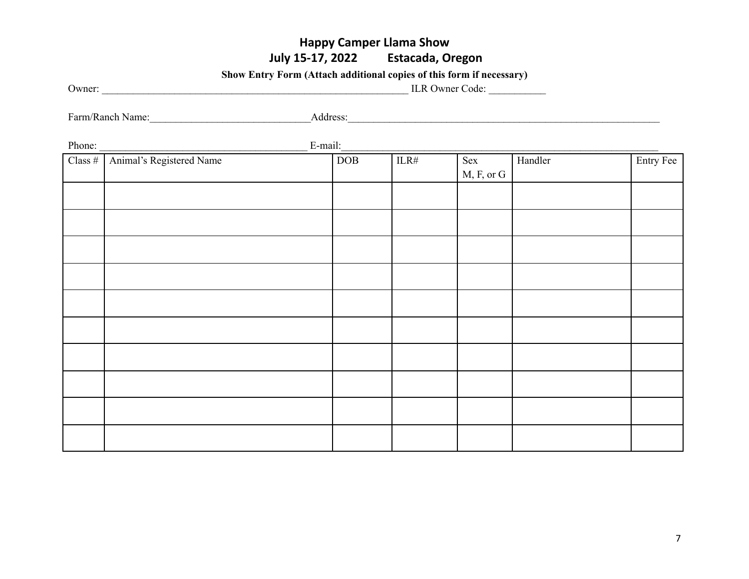# Happy Camper Llama Show

## July 15-17, 2022 Estacada, Oregon

**Show Entry Form (Attach additional copies of this form if necessary)**

Owner: ____________________________________________________________ ILR Owner Code: ___________

Farm/Ranch Name:______________________________Address:______________________________________________________________

Phone: _______________________________________ E-mail:______________________________________________________________

| Class # | Animal's Registered Name | DOB | ILR# | Sex M, F, or G | Handler | Entry Fee |
|---|---|---|---|---|---|---|
| | | | | | | |
| | | | | | | |
| | | | | | | |
| | | | | | | |
| | | | | | | |
| | | | | | | |
| | | | | | | |
| | | | | | | |
| | | | | | | |
| | | | | | | |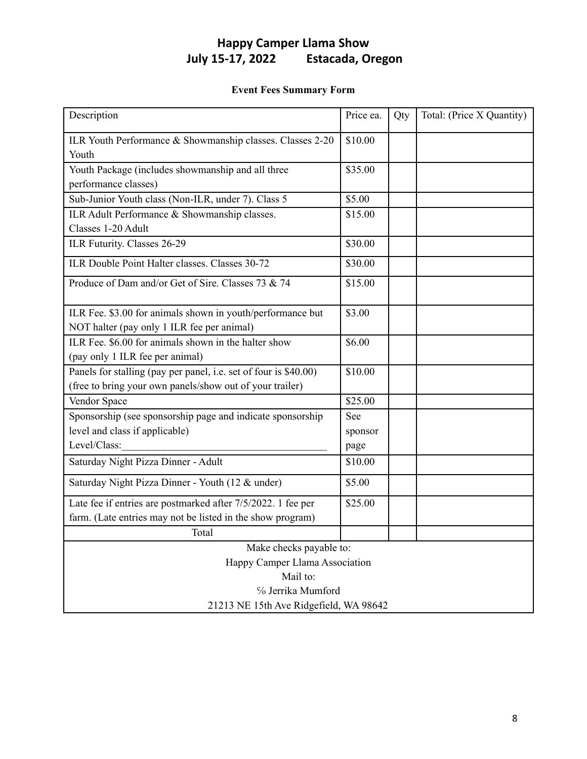# Happy Camper Llama Show
## July 15-17, 2022 Estacada, Oregon

### Event Fees Summary Form

| Description | Price ea. | Qty | Total: (Price X Quantity) |
|---|---|---|---|
| ILR Youth Performance & Showmanship classes. Classes 2-20 Youth | $10.00 | | |
| Youth Package (includes showmanship and all three performance classes) | $35.00 | | |
| Sub-Junior Youth class (Non-ILR, under 7). Class 5 | $5.00 | | |
| ILR Adult Performance & Showmanship classes. Classes 1-20 Adult | $15.00 | | |
| ILR Futurity. Classes 26-29 | $30.00 | | |
| ILR Double Point Halter classes. Classes 30-72 | $30.00 | | |
| Produce of Dam and/or Get of Sire. Classes 73 & 74 | $15.00 | | |
| ILR Fee. $3.00 for animals shown in youth/performance but NOT halter (pay only 1 ILR fee per animal) | $3.00 | | |
| ILR Fee. $6.00 for animals shown in the halter show (pay only 1 ILR fee per animal) | $6.00 | | |
| Panels for stalling (pay per panel, i.e. set of four is $40.00) (free to bring your own panels/show out of your trailer) | $10.00 | | |
| Vendor Space | $25.00 | | |
| Sponsorship (see sponsorship page and indicate sponsorship level and class if applicable) Level/Class:______________________________________ | See sponsor page | | |
| Saturday Night Pizza Dinner - Adult | $10.00 | | |
| Saturday Night Pizza Dinner - Youth (12 & under) | $5.00 | | |
| Late fee if entries are postmarked after 7/5/2022. 1 fee per farm. (Late entries may not be listed in the show program) | $25.00 | | |
| Total | | | |

Make checks payable to:
Happy Camper Llama Association
Mail to:
℅ Jerrika Mumford
21213 NE 15th Ave Ridgefield, WA 98642